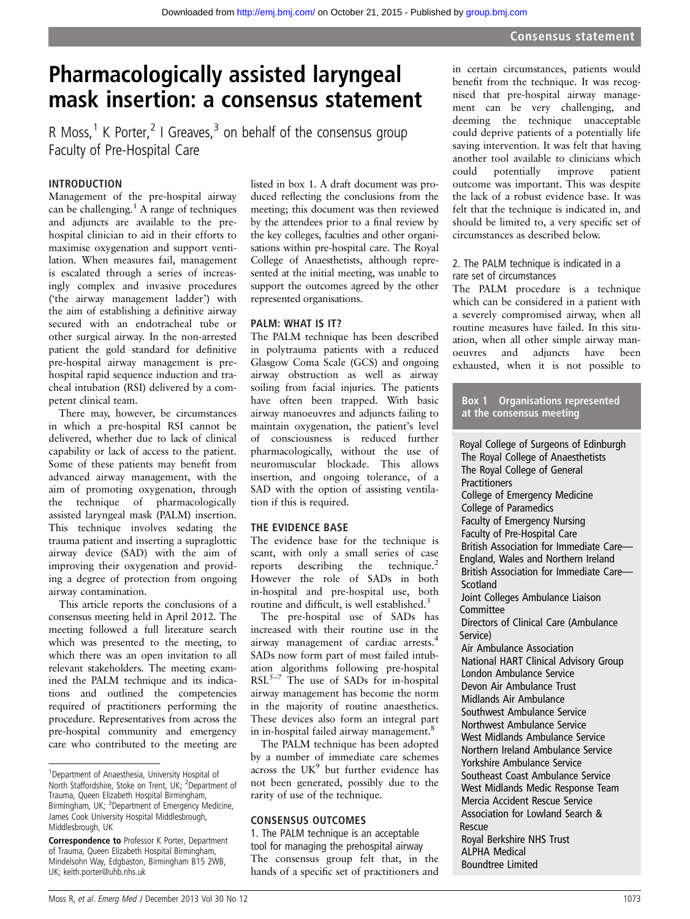Consensus statement

# Pharmacologically assisted laryngeal mask insertion: a consensus statement

R Moss,[1] K Porter,[2] I Greaves,[3] on behalf of the consensus group Faculty of Pre-Hospital Care

## INTRODUCTION

Management of the pre-hospital airway can be challenging.[1] A range of techniques and adjuncts are available to the pre-hospital clinician to aid in their efforts to maximise oxygenation and support ventilation. When measures fail, management is escalated through a series of increasingly complex and invasive procedures ('the airway management ladder') with the aim of establishing a definitive airway secured with an endotracheal tube or other surgical airway. In the non-arrested patient the gold standard for definitive pre-hospital airway management is pre-hospital rapid sequence induction and tracheal intubation (RSI) delivered by a competent clinical team.

There may, however, be circumstances in which a pre-hospital RSI cannot be delivered, whether due to lack of clinical capability or lack of access to the patient. Some of these patients may benefit from advanced airway management, with the aim of promoting oxygenation, through the technique of pharmacologically assisted laryngeal mask (PALM) insertion. This technique involves sedating the trauma patient and inserting a supraglottic airway device (SAD) with the aim of improving their oxygenation and providing a degree of protection from ongoing airway contamination.

This article reports the conclusions of a consensus meeting held in April 2012. The meeting followed a full literature search which was presented to the meeting, to which there was an open invitation to all relevant stakeholders. The meeting examined the PALM technique and its indications and outlined the competencies required of practitioners performing the procedure. Representatives from across the pre-hospital community and emergency care who contributed to the meeting are listed in box 1. A draft document was produced reflecting the conclusions from the meeting; this document was then reviewed by the attendees prior to a final review by the key colleges, faculties and other organisations within pre-hospital care. The Royal College of Anaesthetists, although represented at the initial meeting, was unable to support the outcomes agreed by the other represented organisations.

## PALM: WHAT IS IT?

The PALM technique has been described in polytrauma patients with a reduced Glasgow Coma Scale (GCS) and ongoing airway obstruction as well as airway soiling from facial injuries. The patients have often been trapped. With basic airway manoeuvres and adjuncts failing to maintain oxygenation, the patient's level of consciousness is reduced further pharmacologically, without the use of neuromuscular blockade. This allows insertion, and ongoing tolerance, of a SAD with the option of assisting ventilation if this is required.

## THE EVIDENCE BASE

The evidence base for the technique is scant, with only a small series of case reports describing the technique.[2] However the role of SADs in both in-hospital and pre-hospital use, both routine and difficult, is well established.[3]

The pre-hospital use of SADs has increased with their routine use in the airway management of cardiac arrests.[4] SADs now form part of most failed intubation algorithms following pre-hospital RSI.[5–7] The use of SADs for in-hospital airway management has become the norm in the majority of routine anaesthetics. These devices also form an integral part in in-hospital failed airway management.[8]

The PALM technique has been adopted by a number of immediate care schemes across the UK[9] but further evidence has not been generated, possibly due to the rarity of use of the technique.

## CONSENSUS OUTCOMES

### 1. The PALM technique is an acceptable tool for managing the prehospital airway

The consensus group felt that, in the hands of a specific set of practitioners and in certain circumstances, patients would benefit from the technique. It was recognised that pre-hospital airway management can be very challenging, and deeming the technique unacceptable could deprive patients of a potentially life saving intervention. It was felt that having another tool available to clinicians which could potentially improve patient outcome was important. This was despite the lack of a robust evidence base. It was felt that the technique is indicated in, and should be limited to, a very specific set of circumstances as described below.

### 2. The PALM technique is indicated in a rare set of circumstances

The PALM procedure is a technique which can be considered in a patient with a severely compromised airway, when all routine measures have failed. In this situation, when all other simple airway manoeuvres and adjuncts have been exhausted, when it is not possible to

**Box 1 Organisations represented at the consensus meeting**

- Royal College of Surgeons of Edinburgh
- The Royal College of Anaesthetists
- The Royal College of General Practitioners
- College of Emergency Medicine
- College of Paramedics
- Faculty of Emergency Nursing
- Faculty of Pre-Hospital Care
- British Association for Immediate Care—England, Wales and Northern Ireland
- British Association for Immediate Care—Scotland
- Joint Colleges Ambulance Liaison Committee
- Directors of Clinical Care (Ambulance Service)
- Air Ambulance Association
- National HART Clinical Advisory Group
- London Ambulance Service
- Devon Air Ambulance Trust
- Midlands Air Ambulance
- Southwest Ambulance Service
- Northwest Ambulance Service
- West Midlands Ambulance Service
- Northern Ireland Ambulance Service
- Yorkshire Ambulance Service
- Southeast Coast Ambulance Service
- West Midlands Medic Response Team
- Mercia Accident Rescue Service
- Association for Lowland Search & Rescue
- Royal Berkshire NHS Trust
- ALPHA Medical
- Boundtree Limited

[1]Department of Anaesthesia, University Hospital of North Staffordshire, Stoke on Trent, UK; [2]Department of Trauma, Queen Elizabeth Hospital Birmingham, Birmingham, UK; [3]Department of Emergency Medicine, James Cook University Hospital Middlesbrough, Middlesbrough, UK

**Correspondence to** Professor K Porter, Department of Trauma, Queen Elizabeth Hospital Birmingham, Mindelsohn Way, Edgbaston, Birmingham B15 2WB, UK; keith.porter@uhb.nhs.uk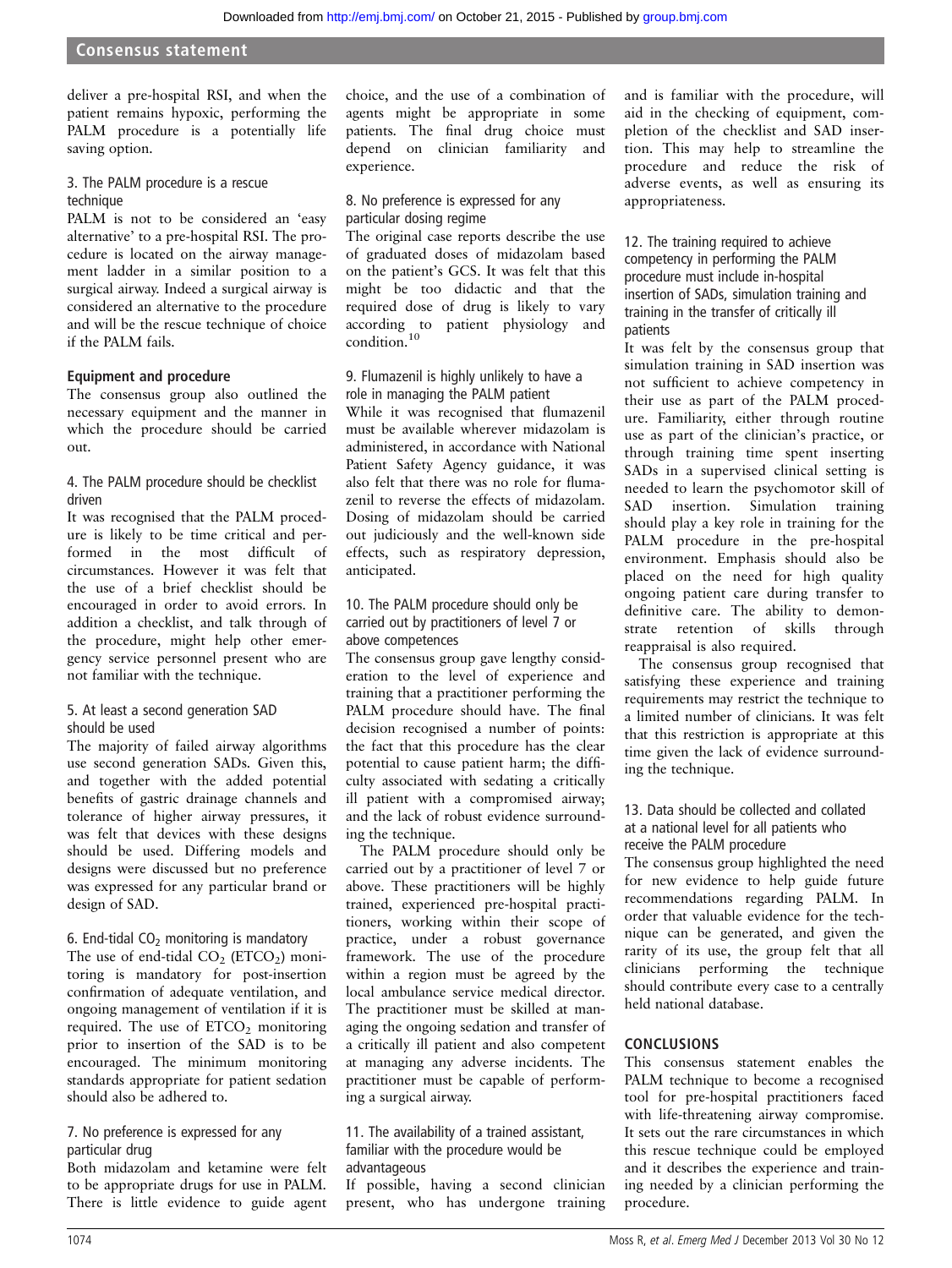deliver a pre-hospital RSI, and when the patient remains hypoxic, performing the PALM procedure is a potentially life saving option.

### 3. The PALM procedure is a rescue technique

PALM is not to be considered an 'easy alternative' to a pre-hospital RSI. The procedure is located on the airway management ladder in a similar position to a surgical airway. Indeed a surgical airway is considered an alternative to the procedure and will be the rescue technique of choice if the PALM fails.

## Equipment and procedure

The consensus group also outlined the necessary equipment and the manner in which the procedure should be carried out.

### 4. The PALM procedure should be checklist driven

It was recognised that the PALM procedure is likely to be time critical and performed in the most difficult of circumstances. However it was felt that the use of a brief checklist should be encouraged in order to avoid errors. In addition a checklist, and talk through of the procedure, might help other emergency service personnel present who are not familiar with the technique.

### 5. At least a second generation SAD should be used

The majority of failed airway algorithms use second generation SADs. Given this, and together with the added potential benefits of gastric drainage channels and tolerance of higher airway pressures, it was felt that devices with these designs should be used. Differing models and designs were discussed but no preference was expressed for any particular brand or design of SAD.

### 6. End-tidal $CO_2$ monitoring is mandatory

The use of end-tidal $CO_2$ ($ETCO_2$) monitoring is mandatory for post-insertion confirmation of adequate ventilation, and ongoing management of ventilation if it is required. The use of $ETCO_2$ monitoring prior to insertion of the SAD is to be encouraged. The minimum monitoring standards appropriate for patient sedation should also be adhered to.

### 7. No preference is expressed for any particular drug

Both midazolam and ketamine were felt to be appropriate drugs for use in PALM. There is little evidence to guide agent choice, and the use of a combination of agents might be appropriate in some patients. The final drug choice must depend on clinician familiarity and experience.

### 8. No preference is expressed for any particular dosing regime

The original case reports describe the use of graduated doses of midazolam based on the patient's GCS. It was felt that this might be too didactic and that the required dose of drug is likely to vary according to patient physiology and condition.[10]

### 9. Flumazenil is highly unlikely to have a role in managing the PALM patient

While it was recognised that flumazenil must be available wherever midazolam is administered, in accordance with National Patient Safety Agency guidance, it was also felt that there was no role for flumazenil to reverse the effects of midazolam. Dosing of midazolam should be carried out judiciously and the well-known side effects, such as respiratory depression, anticipated.

### 10. The PALM procedure should only be carried out by practitioners of level 7 or above competences

The consensus group gave lengthy consideration to the level of experience and training that a practitioner performing the PALM procedure should have. The final decision recognised a number of points: the fact that this procedure has the clear potential to cause patient harm; the difficulty associated with sedating a critically ill patient with a compromised airway; and the lack of robust evidence surrounding the technique.

The PALM procedure should only be carried out by a practitioner of level 7 or above. These practitioners will be highly trained, experienced pre-hospital practitioners, working within their scope of practice, under a robust governance framework. The use of the procedure within a region must be agreed by the local ambulance service medical director. The practitioner must be skilled at managing the ongoing sedation and transfer of a critically ill patient and also competent at managing any adverse incidents. The practitioner must be capable of performing a surgical airway.

### 11. The availability of a trained assistant, familiar with the procedure would be advantageous

If possible, having a second clinician present, who has undergone training and is familiar with the procedure, will aid in the checking of equipment, completion of the checklist and SAD insertion. This may help to streamline the procedure and reduce the risk of adverse events, as well as ensuring its appropriateness.

### 12. The training required to achieve competency in performing the PALM procedure must include in-hospital insertion of SADs, simulation training and training in the transfer of critically ill patients

It was felt by the consensus group that simulation training in SAD insertion was not sufficient to achieve competency in their use as part of the PALM procedure. Familiarity, either through routine use as part of the clinician's practice, or through training time spent inserting SADs in a supervised clinical setting is needed to learn the psychomotor skill of SAD insertion. Simulation training should play a key role in training for the PALM procedure in the pre-hospital environment. Emphasis should also be placed on the need for high quality ongoing patient care during transfer to definitive care. The ability to demonstrate retention of skills through reappraisal is also required.

The consensus group recognised that satisfying these experience and training requirements may restrict the technique to a limited number of clinicians. It was felt that this restriction is appropriate at this time given the lack of evidence surrounding the technique.

### 13. Data should be collected and collated at a national level for all patients who receive the PALM procedure

The consensus group highlighted the need for new evidence to help guide future recommendations regarding PALM. In order that valuable evidence for the technique can be generated, and given the rarity of its use, the group felt that all clinicians performing the technique should contribute every case to a centrally held national database.

## CONCLUSIONS

This consensus statement enables the PALM technique to become a recognised tool for pre-hospital practitioners faced with life-threatening airway compromise. It sets out the rare circumstances in which this rescue technique could be employed and it describes the experience and training needed by a clinician performing the procedure.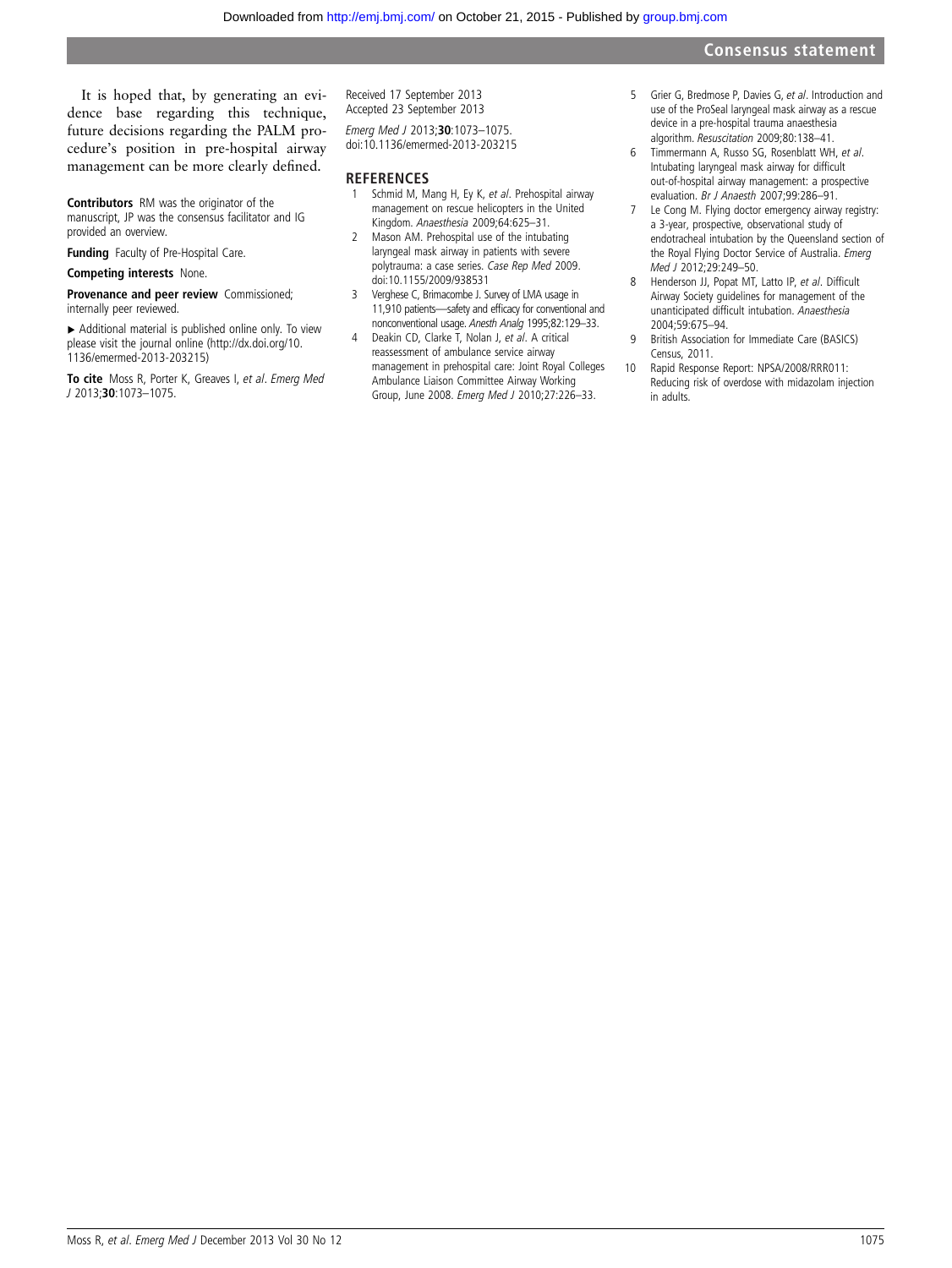It is hoped that, by generating an evidence base regarding this technique, future decisions regarding the PALM procedure's position in pre-hospital airway management can be more clearly defined.

**Contributors** RM was the originator of the manuscript, JP was the consensus facilitator and IG provided an overview.

**Funding** Faculty of Pre-Hospital Care.

**Competing interests** None.

**Provenance and peer review** Commissioned; internally peer reviewed.

▸ Additional material is published online only. To view please visit the journal online (http://dx.doi.org/10.1136/emermed-2013-203215)

**To cite** Moss R, Porter K, Greaves I, *et al*. *Emerg Med J* 2013;**30**:1073–1075.

Received 17 September 2013
Accepted 23 September 2013

*Emerg Med J* 2013;**30**:1073–1075.
doi:10.1136/emermed-2013-203215

## REFERENCES

1. Schmid M, Mang H, Ey K, *et al*. Prehospital airway management on rescue helicopters in the United Kingdom. *Anaesthesia* 2009;64:625–31.
2. Mason AM. Prehospital use of the intubating laryngeal mask airway in patients with severe polytrauma: a case series. *Case Rep Med* 2009. doi:10.1155/2009/938531
3. Verghese C, Brimacombe J. Survey of LMA usage in 11,910 patients—safety and efficacy for conventional and nonconventional usage. *Anesth Analg* 1995;82:129–33.
4. Deakin CD, Clarke T, Nolan J, *et al*. A critical reassessment of ambulance service airway management in prehospital care: Joint Royal Colleges Ambulance Liaison Committee Airway Working Group, June 2008. *Emerg Med J* 2010;27:226–33.
5. Grier G, Bredmose P, Davies G, *et al*. Introduction and use of the ProSeal laryngeal mask airway as a rescue device in a pre-hospital trauma anaesthesia algorithm. *Resuscitation* 2009;80:138–41.
6. Timmermann A, Russo SG, Rosenblatt WH, *et al*. Intubating laryngeal mask airway for difficult out-of-hospital airway management: a prospective evaluation. *Br J Anaesth* 2007;99:286–91.
7. Le Cong M. Flying doctor emergency airway registry: a 3-year, prospective, observational study of endotracheal intubation by the Queensland section of the Royal Flying Doctor Service of Australia. *Emerg Med J* 2012;29:249–50.
8. Henderson JJ, Popat MT, Latto IP, *et al*. Difficult Airway Society guidelines for management of the unanticipated difficult intubation. *Anaesthesia* 2004;59:675–94.
9. British Association for Immediate Care (BASICS) Census, 2011.
10. Rapid Response Report: NPSA/2008/RRR011: Reducing risk of overdose with midazolam injection in adults.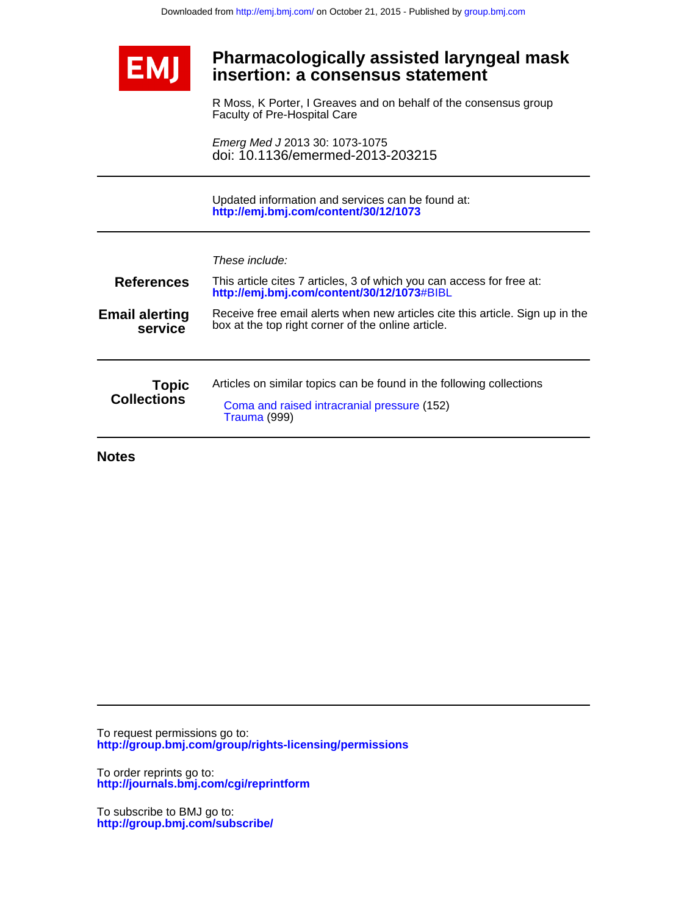Downloaded from http://emj.bmj.com/ on October 21, 2015 - Published by group.bmj.com

EMJ

# Pharmacologically assisted laryngeal mask insertion: a consensus statement

R Moss, K Porter, I Greaves and on behalf of the consensus group Faculty of Pre-Hospital Care

*Emerg Med J* 2013 30: 1073-1075
doi: 10.1136/emermed-2013-203215

Updated information and services can be found at:
**http://emj.bmj.com/content/30/12/1073**

*These include:*

**References**

This article cites 7 articles, 3 of which you can access for free at:
**http://emj.bmj.com/content/30/12/1073**#BIBL

**Email alerting service**

Receive free email alerts when new articles cite this article. Sign up in the box at the top right corner of the online article.

**Topic Collections**

Articles on similar topics can be found in the following collections

- Coma and raised intracranial pressure (152)
- Trauma (999)

## Notes

To request permissions go to:
**http://group.bmj.com/group/rights-licensing/permissions**

To order reprints go to:
**http://journals.bmj.com/cgi/reprintform**

To subscribe to BMJ go to:
**http://group.bmj.com/subscribe/**